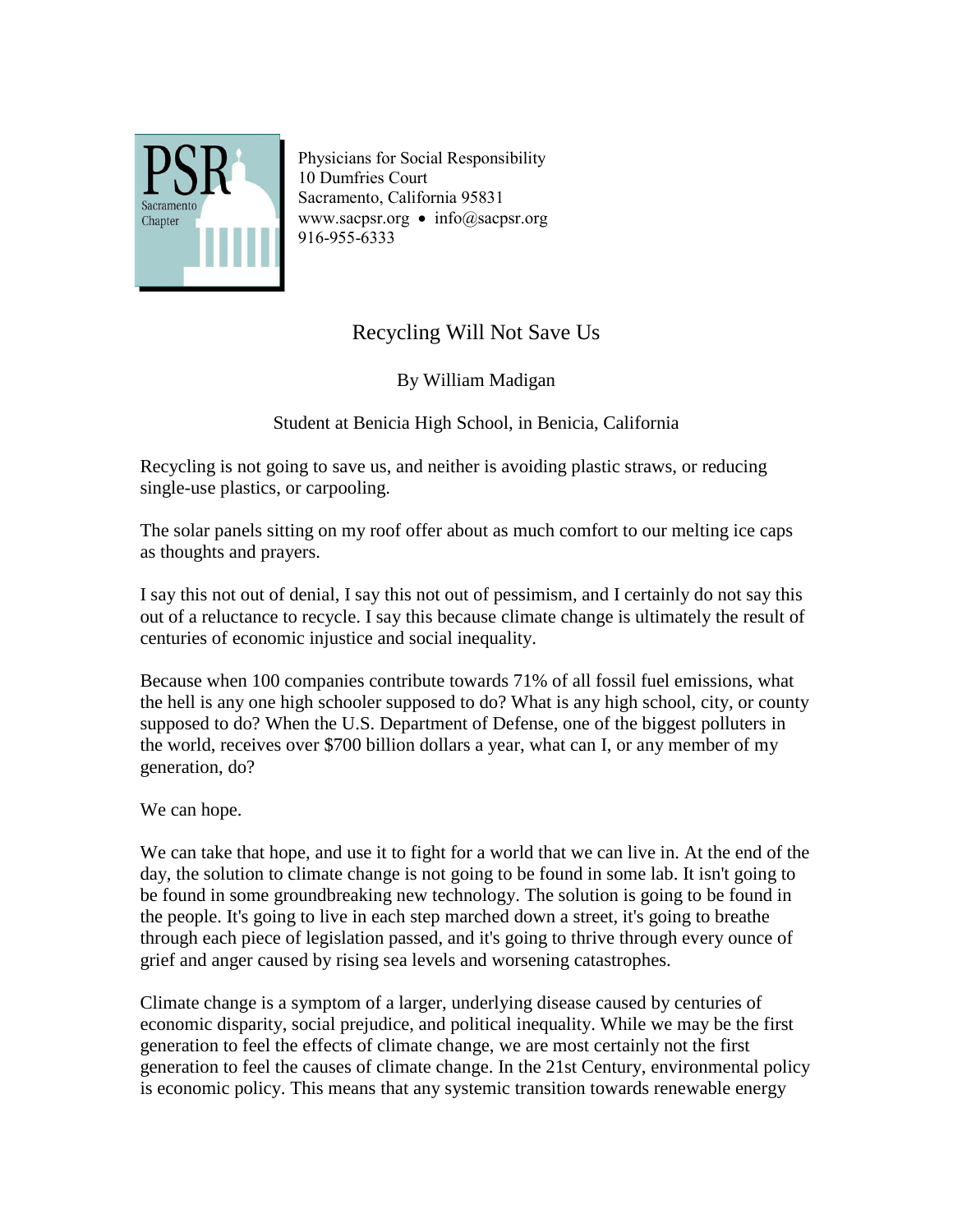Physicians for Social Responsibility
10 Dumfries Court
Sacramento, California 95831
www.sacpsr.org • info@sacpsr.org
916-955-6333

# Recycling Will Not Save Us

By William Madigan

Student at Benicia High School, in Benicia, California

Recycling is not going to save us, and neither is avoiding plastic straws, or reducing single-use plastics, or carpooling.

The solar panels sitting on my roof offer about as much comfort to our melting ice caps as thoughts and prayers.

I say this not out of denial, I say this not out of pessimism, and I certainly do not say this out of a reluctance to recycle. I say this because climate change is ultimately the result of centuries of economic injustice and social inequality.

Because when 100 companies contribute towards 71% of all fossil fuel emissions, what the hell is any one high schooler supposed to do? What is any high school, city, or county supposed to do? When the U.S. Department of Defense, one of the biggest polluters in the world, receives over $700 billion dollars a year, what can I, or any member of my generation, do?

We can hope.

We can take that hope, and use it to fight for a world that we can live in. At the end of the day, the solution to climate change is not going to be found in some lab. It isn't going to be found in some groundbreaking new technology. The solution is going to be found in the people. It's going to live in each step marched down a street, it's going to breathe through each piece of legislation passed, and it's going to thrive through every ounce of grief and anger caused by rising sea levels and worsening catastrophes.

Climate change is a symptom of a larger, underlying disease caused by centuries of economic disparity, social prejudice, and political inequality. While we may be the first generation to feel the effects of climate change, we are most certainly not the first generation to feel the causes of climate change. In the 21st Century, environmental policy is economic policy. This means that any systemic transition towards renewable energy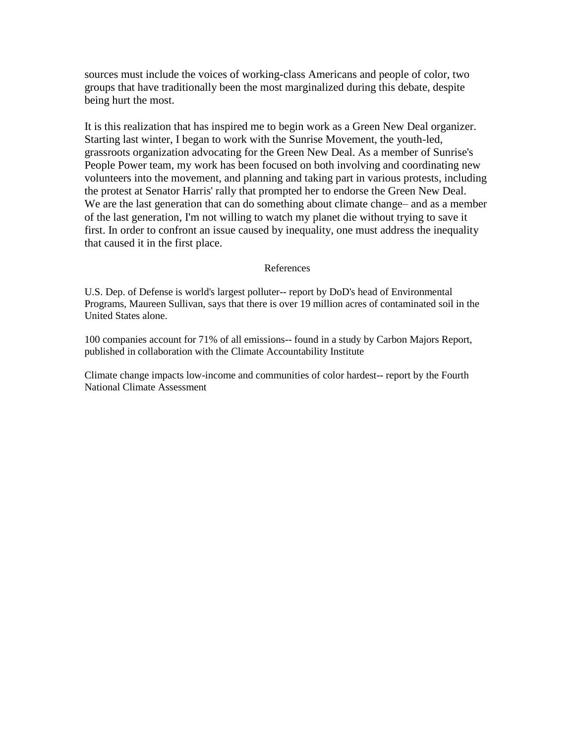sources must include the voices of working-class Americans and people of color, two groups that have traditionally been the most marginalized during this debate, despite being hurt the most.

It is this realization that has inspired me to begin work as a Green New Deal organizer. Starting last winter, I began to work with the Sunrise Movement, the youth-led, grassroots organization advocating for the Green New Deal. As a member of Sunrise's People Power team, my work has been focused on both involving and coordinating new volunteers into the movement, and planning and taking part in various protests, including the protest at Senator Harris' rally that prompted her to endorse the Green New Deal. We are the last generation that can do something about climate change– and as a member of the last generation, I'm not willing to watch my planet die without trying to save it first. In order to confront an issue caused by inequality, one must address the inequality that caused it in the first place.

References

U.S. Dep. of Defense is world's largest polluter-- report by DoD's head of Environmental Programs, Maureen Sullivan, says that there is over 19 million acres of contaminated soil in the United States alone.

100 companies account for 71% of all emissions-- found in a study by Carbon Majors Report, published in collaboration with the Climate Accountability Institute

Climate change impacts low-income and communities of color hardest-- report by the Fourth National Climate Assessment